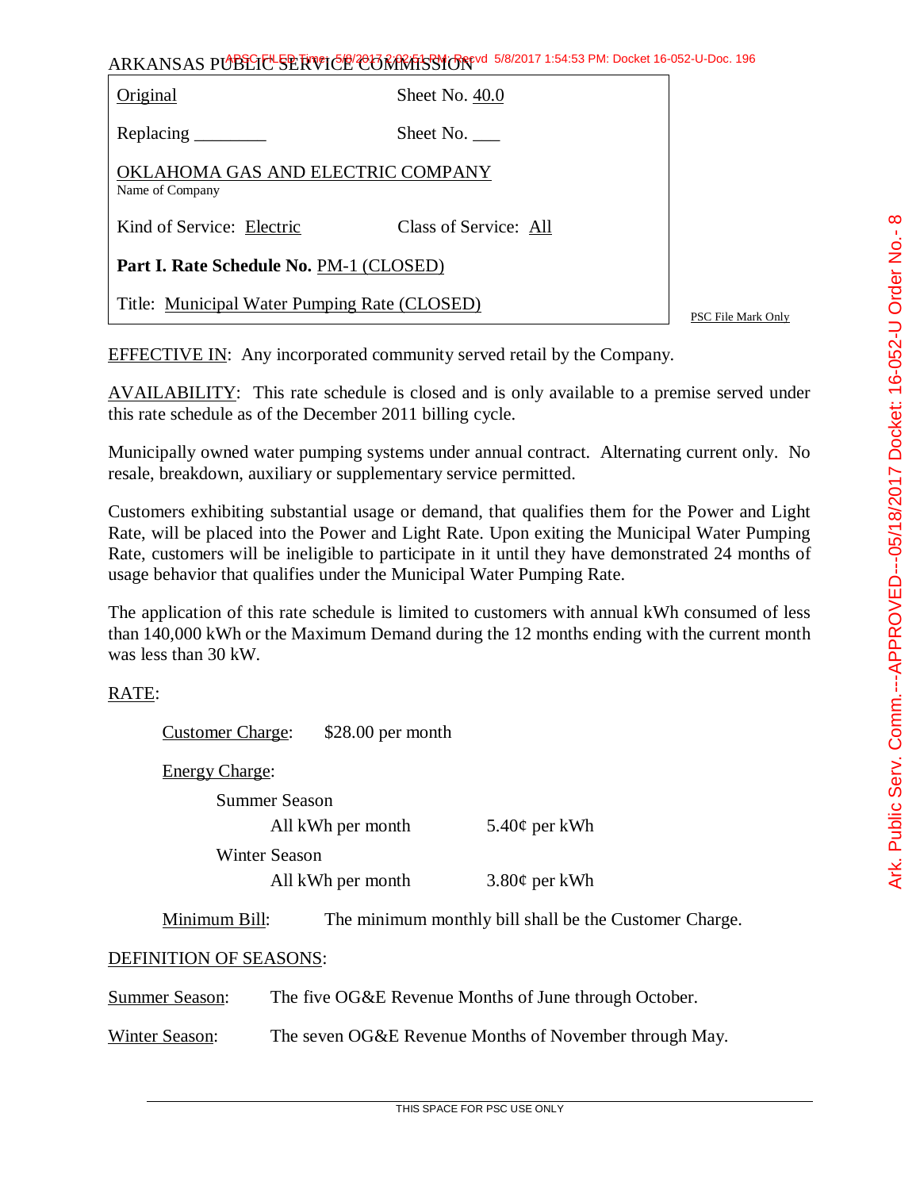ARKANSAS PUBLIC SERVICE COMMISSION

| Original | Sheet No. 40.0 |
|---|---|
| Replacing ________ | Sheet No. ___ |
| OKLAHOMA GAS AND ELECTRIC COMPANY<br>Name of Company | |
| Kind of Service: Electric | Class of Service: All |
| **Part I. Rate Schedule No.** PM-1 (CLOSED) | |
| Title: Municipal Water Pumping Rate (CLOSED) | |

PSC File Mark Only

EFFECTIVE IN: Any incorporated community served retail by the Company.

AVAILABILITY: This rate schedule is closed and is only available to a premise served under this rate schedule as of the December 2011 billing cycle.

Municipally owned water pumping systems under annual contract. Alternating current only. No resale, breakdown, auxiliary or supplementary service permitted.

Customers exhibiting substantial usage or demand, that qualifies them for the Power and Light Rate, will be placed into the Power and Light Rate. Upon exiting the Municipal Water Pumping Rate, customers will be ineligible to participate in it until they have demonstrated 24 months of usage behavior that qualifies under the Municipal Water Pumping Rate.

The application of this rate schedule is limited to customers with annual kWh consumed of less than 140,000 kWh or the Maximum Demand during the 12 months ending with the current month was less than 30 kW.

RATE:

Customer Charge: $28.00 per month

Energy Charge:

Summer Season

| All kWh per month | 5.40¢ per kWh |
|---|---|

Winter Season

| All kWh per month | 3.80¢ per kWh |
|---|---|

Minimum Bill: The minimum monthly bill shall be the Customer Charge.

DEFINITION OF SEASONS:

Summer Season: The five OG&E Revenue Months of June through October.

Winter Season: The seven OG&E Revenue Months of November through May.

THIS SPACE FOR PSC USE ONLY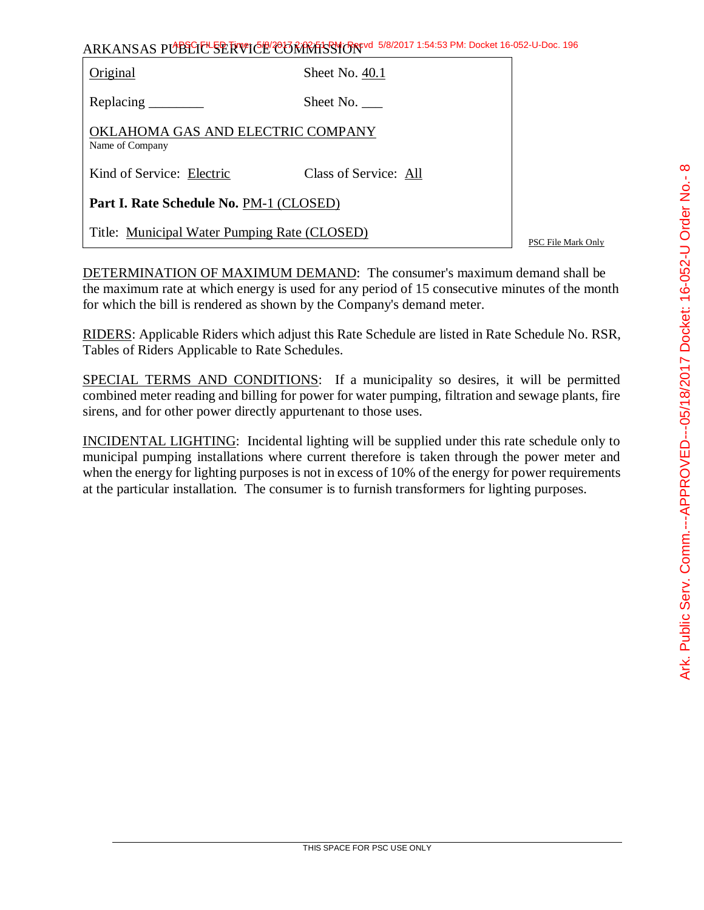ARKANSAS PUBLIC SERVICE COMMISSION

| | |
|---|---|
| Original | Sheet No. 40.1 |
| Replacing ________ | Sheet No. ___ |
| OKLAHOMA GAS AND ELECTRIC COMPANY<br>Name of Company | |
| Kind of Service: Electric | Class of Service: All |
| **Part I. Rate Schedule No.** PM-1 (CLOSED) | |
| Title: Municipal Water Pumping Rate (CLOSED) | |

PSC File Mark Only

DETERMINATION OF MAXIMUM DEMAND: The consumer's maximum demand shall be the maximum rate at which energy is used for any period of 15 consecutive minutes of the month for which the bill is rendered as shown by the Company's demand meter.

RIDERS: Applicable Riders which adjust this Rate Schedule are listed in Rate Schedule No. RSR, Tables of Riders Applicable to Rate Schedules.

SPECIAL TERMS AND CONDITIONS: If a municipality so desires, it will be permitted combined meter reading and billing for power for water pumping, filtration and sewage plants, fire sirens, and for other power directly appurtenant to those uses.

INCIDENTAL LIGHTING: Incidental lighting will be supplied under this rate schedule only to municipal pumping installations where current therefore is taken through the power meter and when the energy for lighting purposes is not in excess of 10% of the energy for power requirements at the particular installation. The consumer is to furnish transformers for lighting purposes.

THIS SPACE FOR PSC USE ONLY